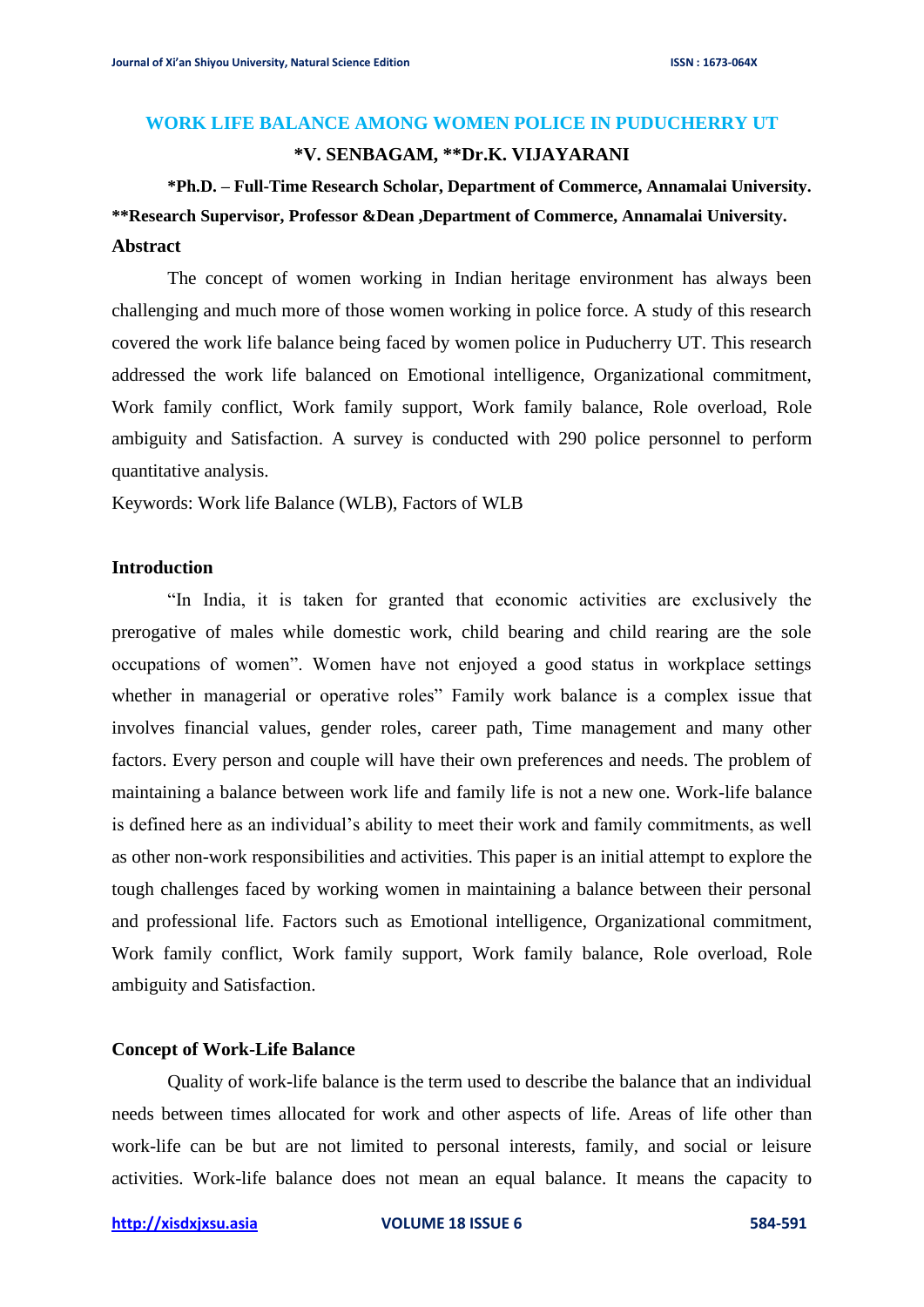# WORK LIFE BALANCE AMONG WOMEN POLICE IN PUDUCHERRY UT

**\*V. SENBAGAM, \*\*Dr.K. VIJAYARANI**

**\*Ph.D. – Full-Time Research Scholar, Department of Commerce, Annamalai University.**
**\*\*Research Supervisor, Professor &Dean ,Department of Commerce, Annamalai University.**

## Abstract

The concept of women working in Indian heritage environment has always been challenging and much more of those women working in police force. A study of this research covered the work life balance being faced by women police in Puducherry UT. This research addressed the work life balanced on Emotional intelligence, Organizational commitment, Work family conflict, Work family support, Work family balance, Role overload, Role ambiguity and Satisfaction. A survey is conducted with 290 police personnel to perform quantitative analysis.

Keywords: Work life Balance (WLB), Factors of WLB

## Introduction

"In India, it is taken for granted that economic activities are exclusively the prerogative of males while domestic work, child bearing and child rearing are the sole occupations of women". Women have not enjoyed a good status in workplace settings whether in managerial or operative roles" Family work balance is a complex issue that involves financial values, gender roles, career path, Time management and many other factors. Every person and couple will have their own preferences and needs. The problem of maintaining a balance between work life and family life is not a new one. Work-life balance is defined here as an individual's ability to meet their work and family commitments, as well as other non-work responsibilities and activities. This paper is an initial attempt to explore the tough challenges faced by working women in maintaining a balance between their personal and professional life. Factors such as Emotional intelligence, Organizational commitment, Work family conflict, Work family support, Work family balance, Role overload, Role ambiguity and Satisfaction.

## Concept of Work-Life Balance

Quality of work-life balance is the term used to describe the balance that an individual needs between times allocated for work and other aspects of life. Areas of life other than work-life can be but are not limited to personal interests, family, and social or leisure activities. Work-life balance does not mean an equal balance. It means the capacity to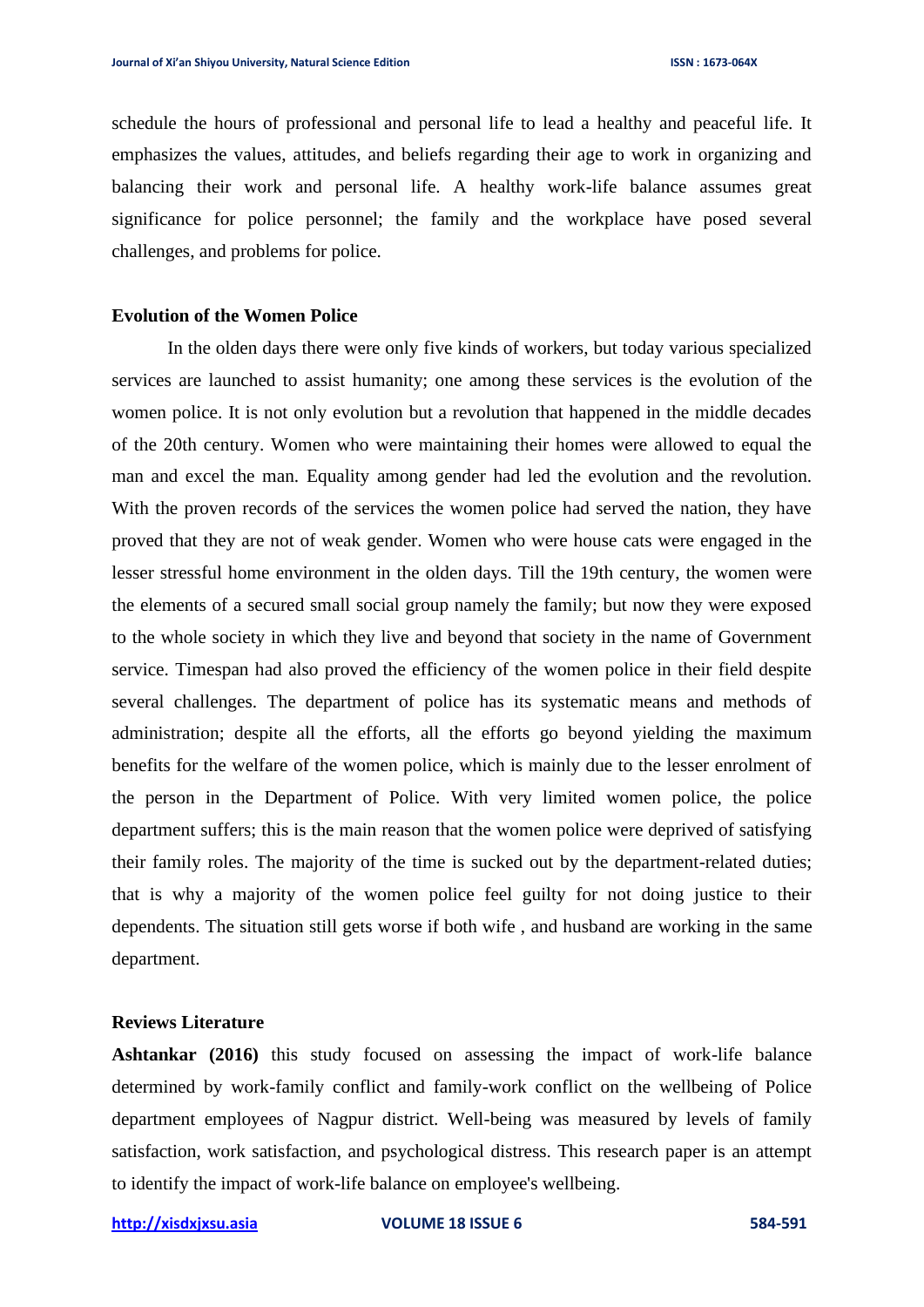schedule the hours of professional and personal life to lead a healthy and peaceful life. It emphasizes the values, attitudes, and beliefs regarding their age to work in organizing and balancing their work and personal life. A healthy work-life balance assumes great significance for police personnel; the family and the workplace have posed several challenges, and problems for police.

## Evolution of the Women Police

In the olden days there were only five kinds of workers, but today various specialized services are launched to assist humanity; one among these services is the evolution of the women police. It is not only evolution but a revolution that happened in the middle decades of the 20th century. Women who were maintaining their homes were allowed to equal the man and excel the man. Equality among gender had led the evolution and the revolution. With the proven records of the services the women police had served the nation, they have proved that they are not of weak gender. Women who were house cats were engaged in the lesser stressful home environment in the olden days. Till the 19th century, the women were the elements of a secured small social group namely the family; but now they were exposed to the whole society in which they live and beyond that society in the name of Government service. Timespan had also proved the efficiency of the women police in their field despite several challenges. The department of police has its systematic means and methods of administration; despite all the efforts, all the efforts go beyond yielding the maximum benefits for the welfare of the women police, which is mainly due to the lesser enrolment of the person in the Department of Police. With very limited women police, the police department suffers; this is the main reason that the women police were deprived of satisfying their family roles. The majority of the time is sucked out by the department-related duties; that is why a majority of the women police feel guilty for not doing justice to their dependents. The situation still gets worse if both wife , and husband are working in the same department.

## Reviews Literature

**Ashtankar (2016)** this study focused on assessing the impact of work-life balance determined by work-family conflict and family-work conflict on the wellbeing of Police department employees of Nagpur district. Well-being was measured by levels of family satisfaction, work satisfaction, and psychological distress. This research paper is an attempt to identify the impact of work-life balance on employee's wellbeing.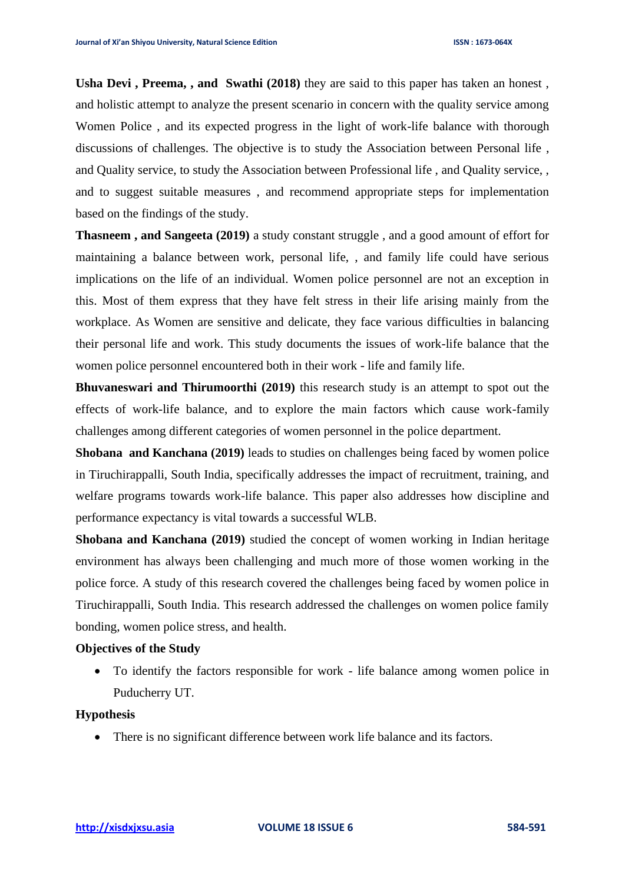**Usha Devi , Preema, , and Swathi (2018)** they are said to this paper has taken an honest , and holistic attempt to analyze the present scenario in concern with the quality service among Women Police , and its expected progress in the light of work-life balance with thorough discussions of challenges. The objective is to study the Association between Personal life , and Quality service, to study the Association between Professional life , and Quality service, , and to suggest suitable measures , and recommend appropriate steps for implementation based on the findings of the study.

**Thasneem , and Sangeeta (2019)** a study constant struggle , and a good amount of effort for maintaining a balance between work, personal life, , and family life could have serious implications on the life of an individual. Women police personnel are not an exception in this. Most of them express that they have felt stress in their life arising mainly from the workplace. As Women are sensitive and delicate, they face various difficulties in balancing their personal life and work. This study documents the issues of work-life balance that the women police personnel encountered both in their work - life and family life.

**Bhuvaneswari and Thirumoorthi (2019)** this research study is an attempt to spot out the effects of work-life balance, and to explore the main factors which cause work-family challenges among different categories of women personnel in the police department.

**Shobana and Kanchana (2019)** leads to studies on challenges being faced by women police in Tiruchirappalli, South India, specifically addresses the impact of recruitment, training, and welfare programs towards work-life balance. This paper also addresses how discipline and performance expectancy is vital towards a successful WLB.

**Shobana and Kanchana (2019)** studied the concept of women working in Indian heritage environment has always been challenging and much more of those women working in the police force. A study of this research covered the challenges being faced by women police in Tiruchirappalli, South India. This research addressed the challenges on women police family bonding, women police stress, and health.

**Objectives of the Study**

- To identify the factors responsible for work - life balance among women police in Puducherry UT.

**Hypothesis**

- There is no significant difference between work life balance and its factors.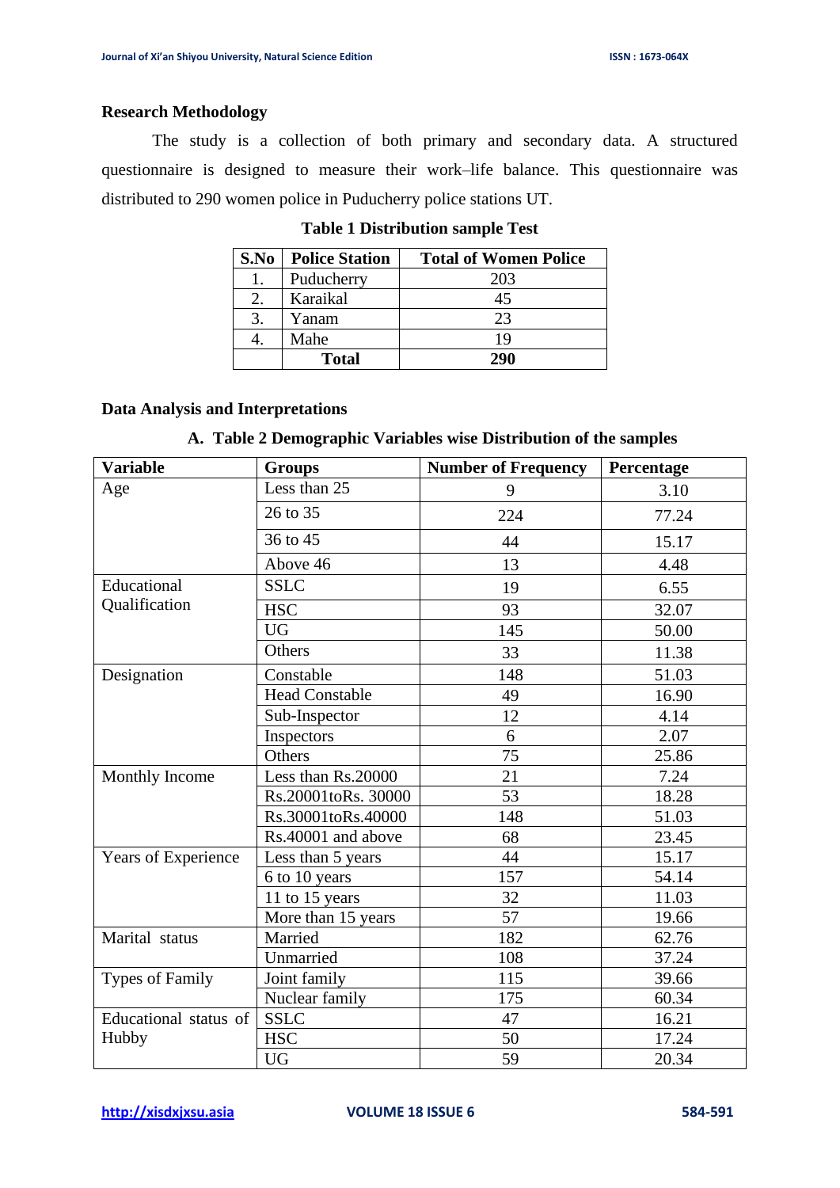## Research Methodology

The study is a collection of both primary and secondary data. A structured questionnaire is designed to measure their work–life balance. This questionnaire was distributed to 290 women police in Puducherry police stations UT.

**Table 1 Distribution sample Test**

| S.No | Police Station | Total of Women Police |
|---|---|---|
| 1. | Puducherry | 203 |
| 2. | Karaikal | 45 |
| 3. | Yanam | 23 |
| 4. | Mahe | 19 |
| | **Total** | **290** |

## Data Analysis and Interpretations

**A. Table 2 Demographic Variables wise Distribution of the samples**

| Variable | Groups | Number of Frequency | Percentage |
|---|---|---|---|
| Age | Less than 25 | 9 | 3.10 |
| | 26 to 35 | 224 | 77.24 |
| | 36 to 45 | 44 | 15.17 |
| | Above 46 | 13 | 4.48 |
| Educational Qualification | SSLC | 19 | 6.55 |
| | HSC | 93 | 32.07 |
| | UG | 145 | 50.00 |
| | Others | 33 | 11.38 |
| Designation | Constable | 148 | 51.03 |
| | Head Constable | 49 | 16.90 |
| | Sub-Inspector | 12 | 4.14 |
| | Inspectors | 6 | 2.07 |
| | Others | 75 | 25.86 |
| Monthly Income | Less than Rs.20000 | 21 | 7.24 |
| | Rs.20001toRs. 30000 | 53 | 18.28 |
| | Rs.30001toRs.40000 | 148 | 51.03 |
| | Rs.40001 and above | 68 | 23.45 |
| Years of Experience | Less than 5 years | 44 | 15.17 |
| | 6 to 10 years | 157 | 54.14 |
| | 11 to 15 years | 32 | 11.03 |
| | More than 15 years | 57 | 19.66 |
| Marital status | Married | 182 | 62.76 |
| | Unmarried | 108 | 37.24 |
| Types of Family | Joint family | 115 | 39.66 |
| | Nuclear family | 175 | 60.34 |
| Educational status of Hubby | SSLC | 47 | 16.21 |
| | HSC | 50 | 17.24 |
| | UG | 59 | 20.34 |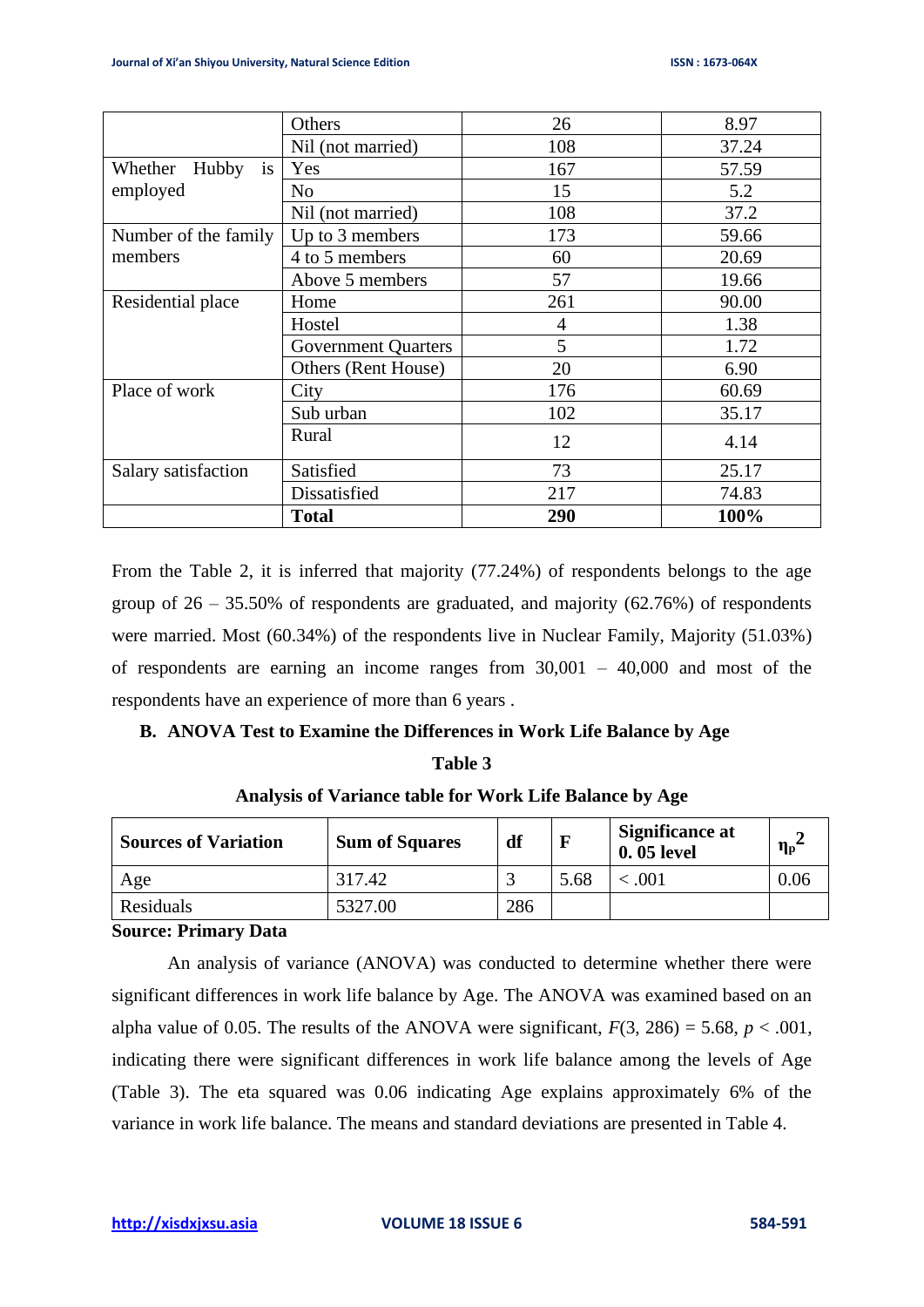| | | | |
|---|---|---|---|
| | Others | 26 | 8.97 |
| | Nil (not married) | 108 | 37.24 |
| Whether Hubby is employed | Yes | 167 | 57.59 |
| | No | 15 | 5.2 |
| | Nil (not married) | 108 | 37.2 |
| Number of the family members | Up to 3 members | 173 | 59.66 |
| | 4 to 5 members | 60 | 20.69 |
| | Above 5 members | 57 | 19.66 |
| Residential place | Home | 261 | 90.00 |
| | Hostel | 4 | 1.38 |
| | Government Quarters | 5 | 1.72 |
| | Others (Rent House) | 20 | 6.90 |
| Place of work | City | 176 | 60.69 |
| | Sub urban | 102 | 35.17 |
| | Rural | 12 | 4.14 |
| Salary satisfaction | Satisfied | 73 | 25.17 |
| | Dissatisfied | 217 | 74.83 |
| | **Total** | **290** | **100%** |

From the Table 2, it is inferred that majority (77.24%) of respondents belongs to the age group of 26 – 35.50% of respondents are graduated, and majority (62.76%) of respondents were married. Most (60.34%) of the respondents live in Nuclear Family, Majority (51.03%) of respondents are earning an income ranges from 30,001 – 40,000 and most of the respondents have an experience of more than 6 years .

**B. ANOVA Test to Examine the Differences in Work Life Balance by Age**

**Table 3**

**Analysis of Variance table for Work Life Balance by Age**

| Sources of Variation | Sum of Squares | df | F | Significance at 0. 05 level | $\eta_p^2$ |
|---|---|---|---|---|---|
| Age | 317.42 | 3 | 5.68 | < .001 | 0.06 |
| Residuals | 5327.00 | 286 | | | |

**Source: Primary Data**

An analysis of variance (ANOVA) was conducted to determine whether there were significant differences in work life balance by Age. The ANOVA was examined based on an alpha value of 0.05. The results of the ANOVA were significant, $F(3, 286) = 5.68$, $p < .001$, indicating there were significant differences in work life balance among the levels of Age (Table 3). The eta squared was 0.06 indicating Age explains approximately 6% of the variance in work life balance. The means and standard deviations are presented in Table 4.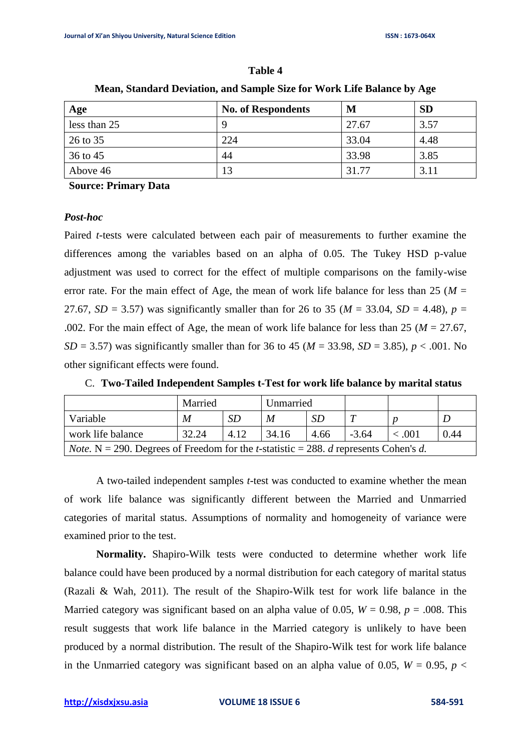**Table 4**

**Mean, Standard Deviation, and Sample Size for Work Life Balance by Age**

| **Age** | **No. of Respondents** | **M** | **SD** |
|---|---|---|---|
| less than 25 | 9 | 27.67 | 3.57 |
| 26 to 35 | 224 | 33.04 | 4.48 |
| 36 to 45 | 44 | 33.98 | 3.85 |
| Above 46 | 13 | 31.77 | 3.11 |

**Source: Primary Data**

***Post-hoc***

Paired *t*-tests were calculated between each pair of measurements to further examine the differences among the variables based on an alpha of 0.05. The Tukey HSD p-value adjustment was used to correct for the effect of multiple comparisons on the family-wise error rate. For the main effect of Age, the mean of work life balance for less than 25 ($M$ = 27.67, $SD$ = 3.57) was significantly smaller than for 26 to 35 ($M$ = 33.04, $SD$ = 4.48), $p$ = .002. For the main effect of Age, the mean of work life balance for less than 25 ($M$ = 27.67, $SD$ = 3.57) was significantly smaller than for 36 to 45 ($M$ = 33.98, $SD$ = 3.85), $p < .001$. No other significant effects were found.

C. **Two-Tailed Independent Samples t-Test for work life balance by marital status**

| | Married | | Unmarried | | | | |
|---|---|---|---|---|---|---|---|
| Variable | *M* | *SD* | *M* | *SD* | *T* | *p* | *D* |
| work life balance | 32.24 | 4.12 | 34.16 | 4.66 | -3.64 | < .001 | 0.44 |

*Note.* N = 290. Degrees of Freedom for the *t*-statistic = 288. *d* represents Cohen's *d.*

A two-tailed independent samples *t*-test was conducted to examine whether the mean of work life balance was significantly different between the Married and Unmarried categories of marital status. Assumptions of normality and homogeneity of variance were examined prior to the test.

**Normality.** Shapiro-Wilk tests were conducted to determine whether work life balance could have been produced by a normal distribution for each category of marital status (Razali & Wah, 2011). The result of the Shapiro-Wilk test for work life balance in the Married category was significant based on an alpha value of 0.05, $W$ = 0.98, $p$ = .008. This result suggests that work life balance in the Married category is unlikely to have been produced by a normal distribution. The result of the Shapiro-Wilk test for work life balance in the Unmarried category was significant based on an alpha value of 0.05, $W$ = 0.95, $p$ <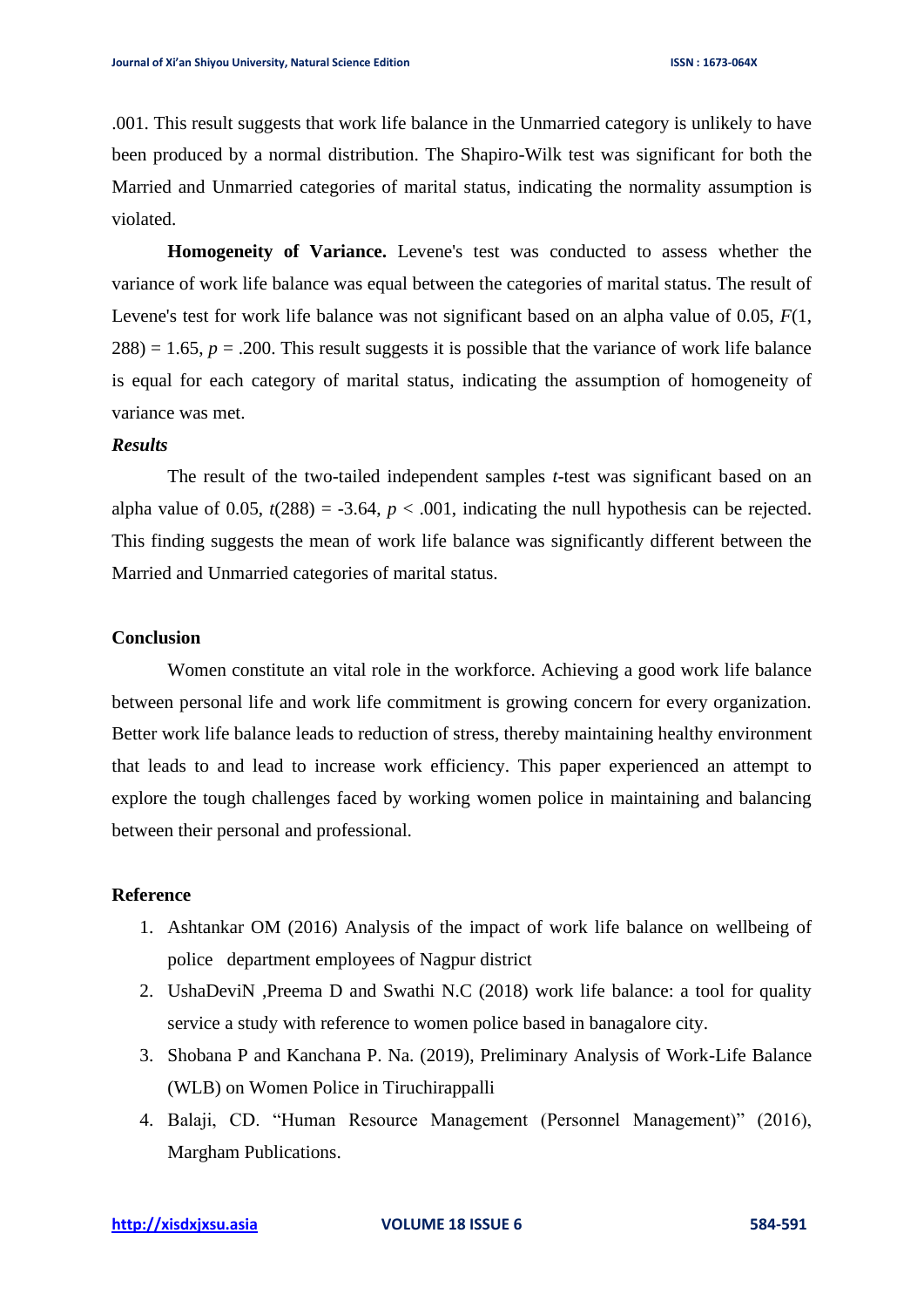.001. This result suggests that work life balance in the Unmarried category is unlikely to have been produced by a normal distribution. The Shapiro-Wilk test was significant for both the Married and Unmarried categories of marital status, indicating the normality assumption is violated.

**Homogeneity of Variance.** Levene's test was conducted to assess whether the variance of work life balance was equal between the categories of marital status. The result of Levene's test for work life balance was not significant based on an alpha value of 0.05, $F(1, 288) = 1.65$, $p = .200$. This result suggests it is possible that the variance of work life balance is equal for each category of marital status, indicating the assumption of homogeneity of variance was met.

***Results***

The result of the two-tailed independent samples $t$-test was significant based on an alpha value of 0.05, $t(288) = -3.64$, $p < .001$, indicating the null hypothesis can be rejected. This finding suggests the mean of work life balance was significantly different between the Married and Unmarried categories of marital status.

**Conclusion**

Women constitute an vital role in the workforce. Achieving a good work life balance between personal life and work life commitment is growing concern for every organization. Better work life balance leads to reduction of stress, thereby maintaining healthy environment that leads to and lead to increase work efficiency. This paper experienced an attempt to explore the tough challenges faced by working women police in maintaining and balancing between their personal and professional.

**Reference**

1. Ashtankar OM (2016) Analysis of the impact of work life balance on wellbeing of police department employees of Nagpur district
2. UshaDeviN ,Preema D and Swathi N.C (2018) work life balance: a tool for quality service a study with reference to women police based in banagalore city.
3. Shobana P and Kanchana P. Na. (2019), Preliminary Analysis of Work-Life Balance (WLB) on Women Police in Tiruchirappalli
4. Balaji, CD. "Human Resource Management (Personnel Management)" (2016), Margham Publications.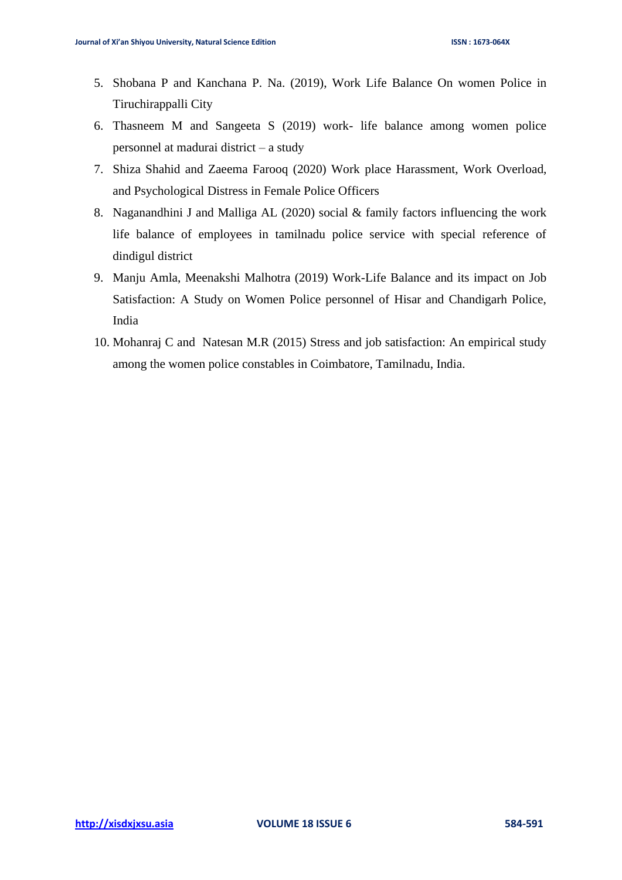5. Shobana P and Kanchana P. Na. (2019), Work Life Balance On women Police in Tiruchirappalli City
6. Thasneem M and Sangeeta S (2019) work- life balance among women police personnel at madurai district – a study
7. Shiza Shahid and Zaeema Farooq (2020) Work place Harassment, Work Overload, and Psychological Distress in Female Police Officers
8. Naganandhini J and Malliga AL (2020) social & family factors influencing the work life balance of employees in tamilnadu police service with special reference of dindigul district
9. Manju Amla, Meenakshi Malhotra (2019) Work-Life Balance and its impact on Job Satisfaction: A Study on Women Police personnel of Hisar and Chandigarh Police, India
10. Mohanraj C and Natesan M.R (2015) Stress and job satisfaction: An empirical study among the women police constables in Coimbatore, Tamilnadu, India.